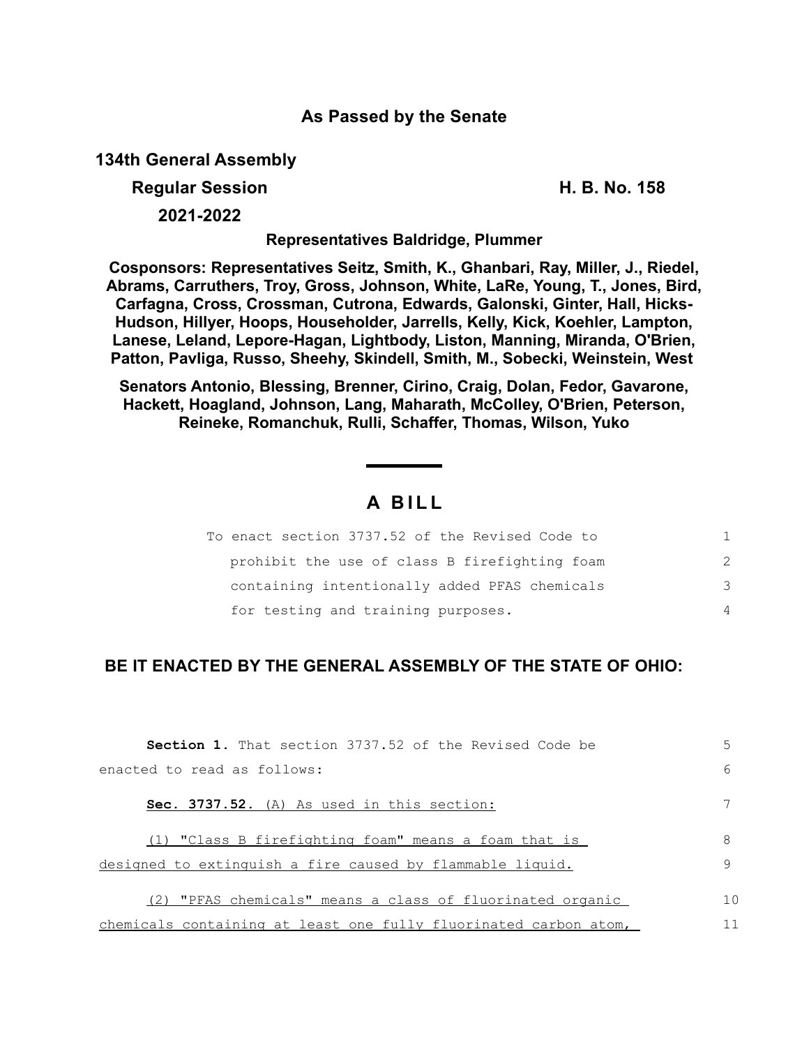# As Passed by the Senate

**134th General Assembly**

**Regular Session** **H. B. No. 158**

**2021-2022**

**Representatives Baldridge, Plummer**

**Cosponsors: Representatives Seitz, Smith, K., Ghanbari, Ray, Miller, J., Riedel, Abrams, Carruthers, Troy, Gross, Johnson, White, LaRe, Young, T., Jones, Bird, Carfagna, Cross, Crossman, Cutrona, Edwards, Galonski, Ginter, Hall, Hicks-Hudson, Hillyer, Hoops, Householder, Jarrells, Kelly, Kick, Koehler, Lampton, Lanese, Leland, Lepore-Hagan, Lightbody, Liston, Manning, Miranda, O'Brien, Patton, Pavliga, Russo, Sheehy, Skindell, Smith, M., Sobecki, Weinstein, West**

**Senators Antonio, Blessing, Brenner, Cirino, Craig, Dolan, Fedor, Gavarone, Hackett, Hoagland, Johnson, Lang, Maharath, McColley, O'Brien, Peterson, Reineke, Romanchuk, Rulli, Schaffer, Thomas, Wilson, Yuko**

## A BILL

To enact section 3737.52 of the Revised Code to prohibit the use of class B firefighting foam containing intentionally added PFAS chemicals for testing and training purposes.

**BE IT ENACTED BY THE GENERAL ASSEMBLY OF THE STATE OF OHIO:**

**Section 1.** That section 3737.52 of the Revised Code be enacted to read as follows:

**Sec. 3737.52.** (A) As used in this section:

(1) "Class B firefighting foam" means a foam that is designed to extinguish a fire caused by flammable liquid.

(2) "PFAS chemicals" means a class of fluorinated organic chemicals containing at least one fully fluorinated carbon atom,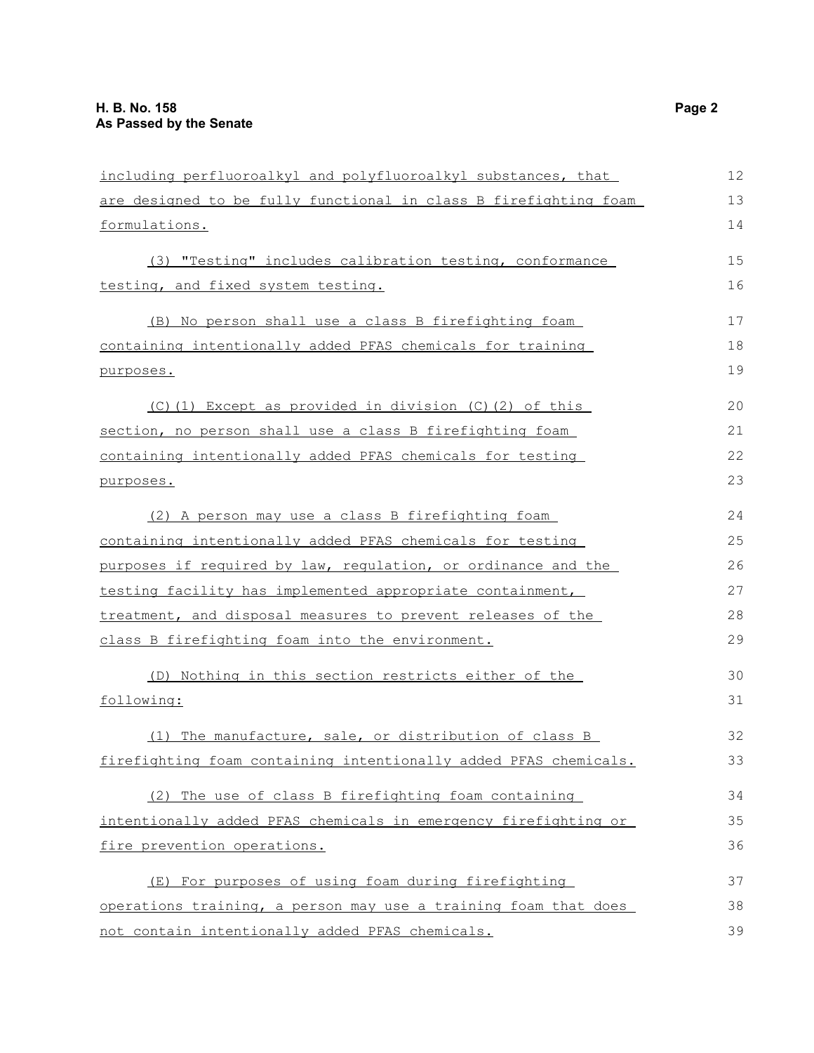including perfluoroalkyl and polyfluoroalkyl substances, that are designed to be fully functional in class B firefighting foam formulations.

(3) "Testing" includes calibration testing, conformance testing, and fixed system testing.

(B) No person shall use a class B firefighting foam containing intentionally added PFAS chemicals for training purposes.

(C)(1) Except as provided in division (C)(2) of this section, no person shall use a class B firefighting foam containing intentionally added PFAS chemicals for testing purposes.

(2) A person may use a class B firefighting foam containing intentionally added PFAS chemicals for testing purposes if required by law, regulation, or ordinance and the testing facility has implemented appropriate containment, treatment, and disposal measures to prevent releases of the class B firefighting foam into the environment.

(D) Nothing in this section restricts either of the following:

(1) The manufacture, sale, or distribution of class B firefighting foam containing intentionally added PFAS chemicals.

(2) The use of class B firefighting foam containing intentionally added PFAS chemicals in emergency firefighting or fire prevention operations.

(E) For purposes of using foam during firefighting operations training, a person may use a training foam that does not contain intentionally added PFAS chemicals.